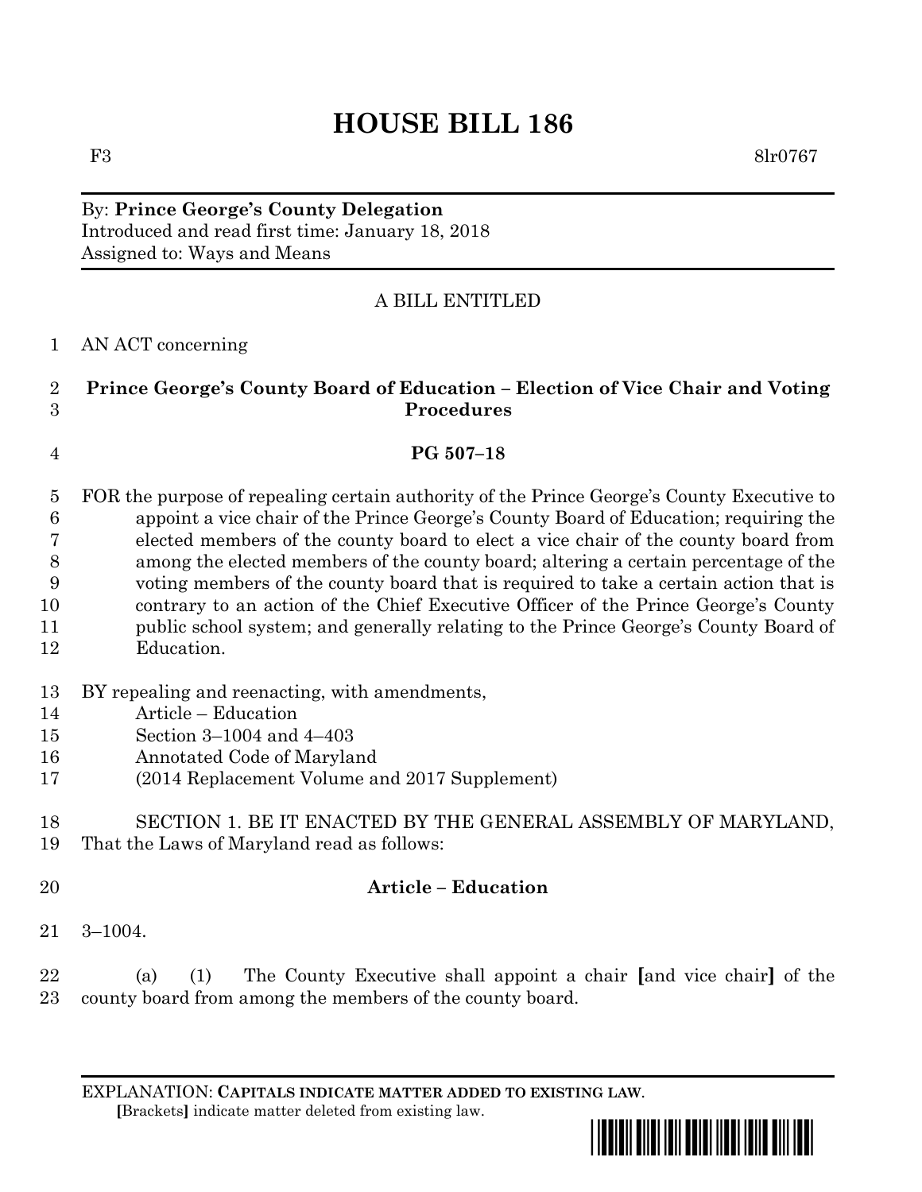# HOUSE BILL 186

F3 8lr0767

By: **Prince George's County Delegation**
Introduced and read first time: January 18, 2018
Assigned to: Ways and Means

A BILL ENTITLED

1 AN ACT concerning

2 **Prince George's County Board of Education – Election of Vice Chair and Voting**
3 **Procedures**

4 **PG 507–18**

5 FOR the purpose of repealing certain authority of the Prince George's County Executive to
6 appoint a vice chair of the Prince George's County Board of Education; requiring the
7 elected members of the county board to elect a vice chair of the county board from
8 among the elected members of the county board; altering a certain percentage of the
9 voting members of the county board that is required to take a certain action that is
10 contrary to an action of the Chief Executive Officer of the Prince George's County
11 public school system; and generally relating to the Prince George's County Board of
12 Education.

13 BY repealing and reenacting, with amendments,
14 Article – Education
15 Section 3–1004 and 4–403
16 Annotated Code of Maryland
17 (2014 Replacement Volume and 2017 Supplement)

18 SECTION 1. BE IT ENACTED BY THE GENERAL ASSEMBLY OF MARYLAND,
19 That the Laws of Maryland read as follows:

20 **Article – Education**

21 3–1004.

22 (a) (1) The County Executive shall appoint a chair **[**and vice chair**]** of the
23 county board from among the members of the county board.

EXPLANATION: **CAPITALS INDICATE MATTER ADDED TO EXISTING LAW.**
**[**Brackets**]** indicate matter deleted from existing law.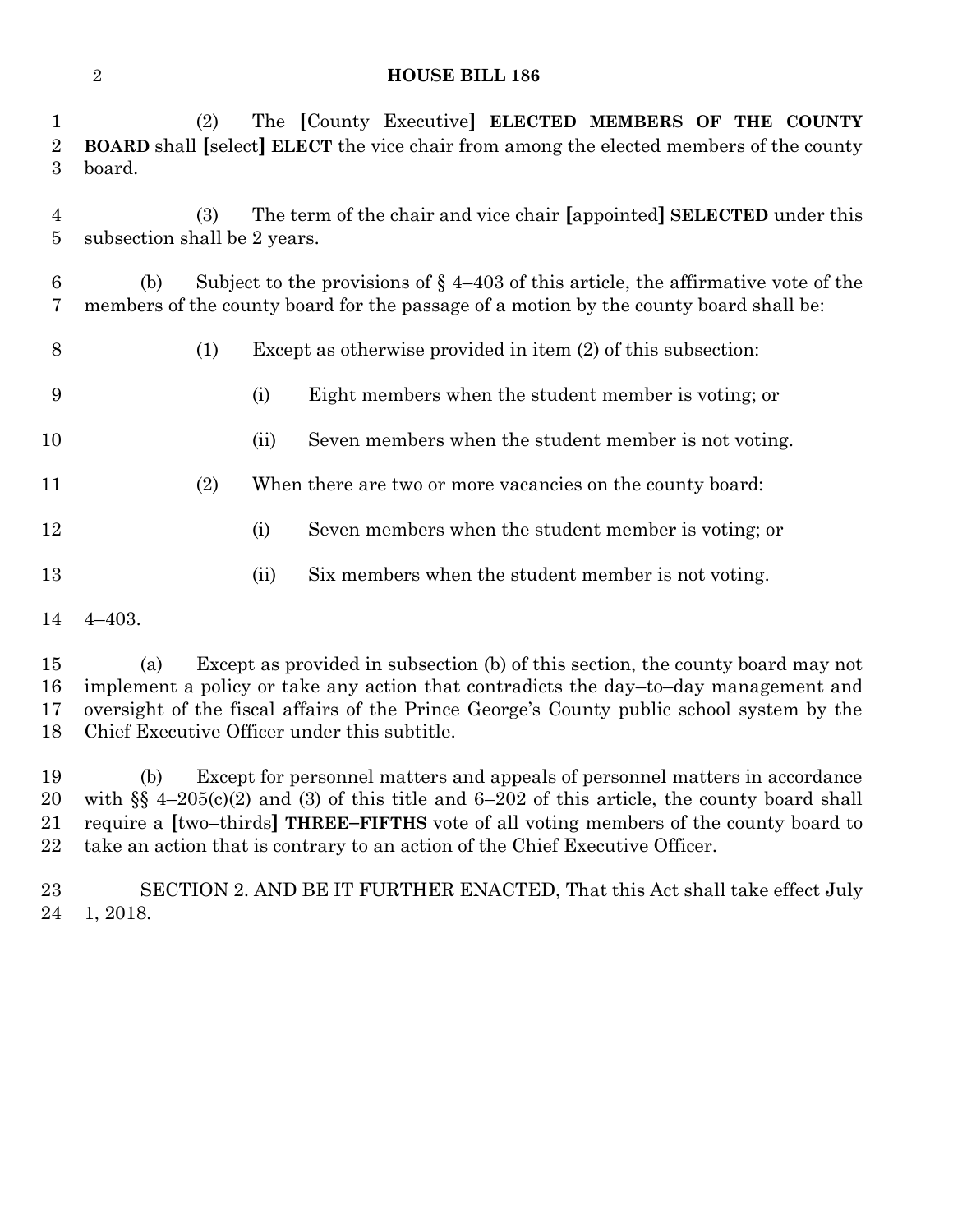(2) The [County Executive] **ELECTED MEMBERS OF THE COUNTY BOARD** shall [select] **ELECT** the vice chair from among the elected members of the county board.

(3) The term of the chair and vice chair [appointed] **SELECTED** under this subsection shall be 2 years.

(b) Subject to the provisions of § 4–403 of this article, the affirmative vote of the members of the county board for the passage of a motion by the county board shall be:

(1) Except as otherwise provided in item (2) of this subsection:

(i) Eight members when the student member is voting; or

(ii) Seven members when the student member is not voting.

(2) When there are two or more vacancies on the county board:

(i) Seven members when the student member is voting; or

(ii) Six members when the student member is not voting.

4–403.

(a) Except as provided in subsection (b) of this section, the county board may not implement a policy or take any action that contradicts the day–to–day management and oversight of the fiscal affairs of the Prince George's County public school system by the Chief Executive Officer under this subtitle.

(b) Except for personnel matters and appeals of personnel matters in accordance with §§ 4–205(c)(2) and (3) of this title and 6–202 of this article, the county board shall require a [two–thirds] **THREE–FIFTHS** vote of all voting members of the county board to take an action that is contrary to an action of the Chief Executive Officer.

SECTION 2. AND BE IT FURTHER ENACTED, That this Act shall take effect July 1, 2018.